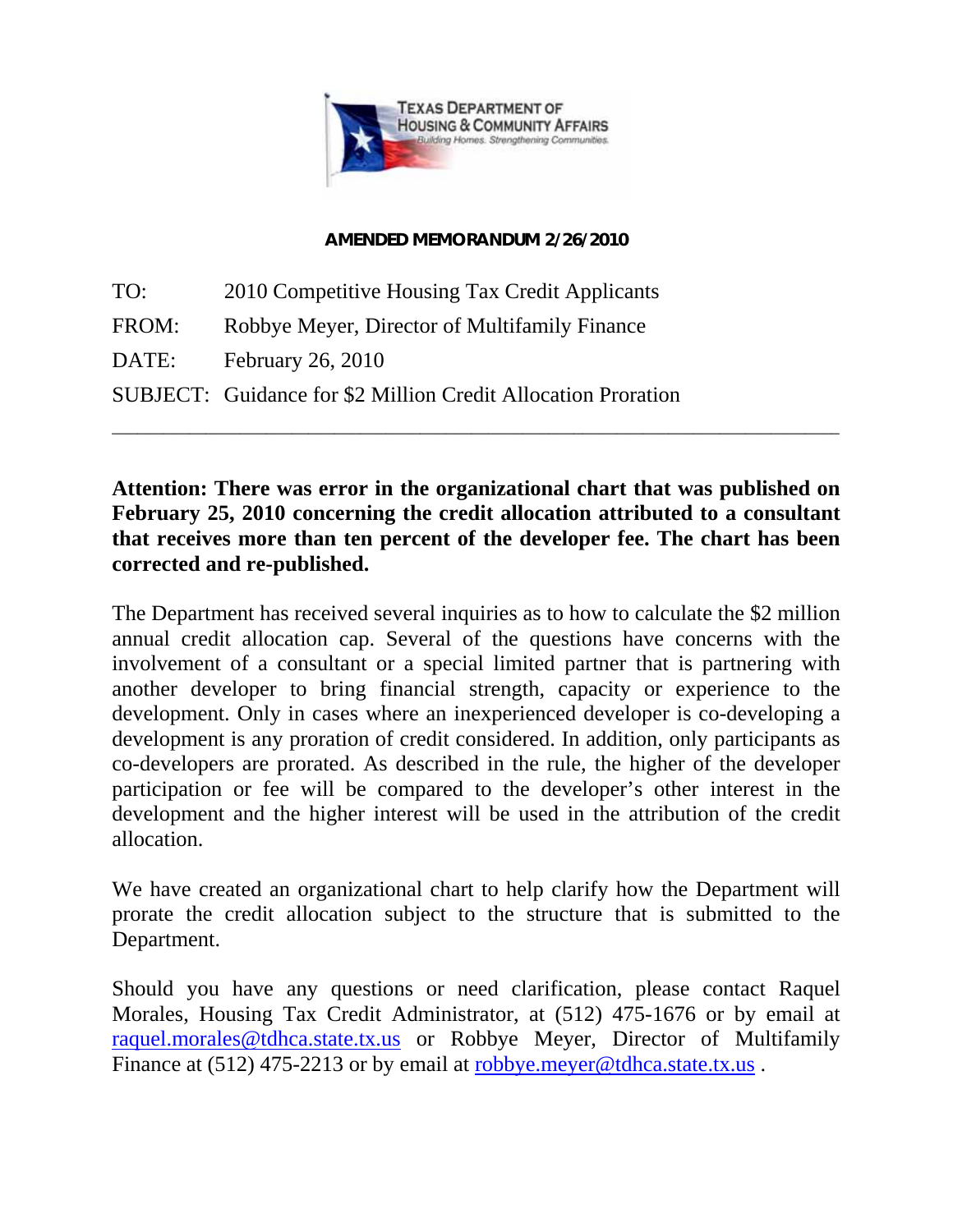TEXAS DEPARTMENT OF HOUSING & COMMUNITY AFFAIRS
*Building Homes. Strengthening Communities.*

**AMENDED MEMORANDUM 2/26/2010**

TO: 2010 Competitive Housing Tax Credit Applicants

FROM: Robbye Meyer, Director of Multifamily Finance

DATE: February 26, 2010

SUBJECT: Guidance for $2 Million Credit Allocation Proration

---

**Attention: There was error in the organizational chart that was published on February 25, 2010 concerning the credit allocation attributed to a consultant that receives more than ten percent of the developer fee. The chart has been corrected and re-published.**

The Department has received several inquiries as to how to calculate the $2 million annual credit allocation cap. Several of the questions have concerns with the involvement of a consultant or a special limited partner that is partnering with another developer to bring financial strength, capacity or experience to the development. Only in cases where an inexperienced developer is co-developing a development is any proration of credit considered. In addition, only participants as co-developers are prorated. As described in the rule, the higher of the developer participation or fee will be compared to the developer's other interest in the development and the higher interest will be used in the attribution of the credit allocation.

We have created an organizational chart to help clarify how the Department will prorate the credit allocation subject to the structure that is submitted to the Department.

Should you have any questions or need clarification, please contact Raquel Morales, Housing Tax Credit Administrator, at (512) 475-1676 or by email at raquel.morales@tdhca.state.tx.us or Robbye Meyer, Director of Multifamily Finance at (512) 475-2213 or by email at robbye.meyer@tdhca.state.tx.us .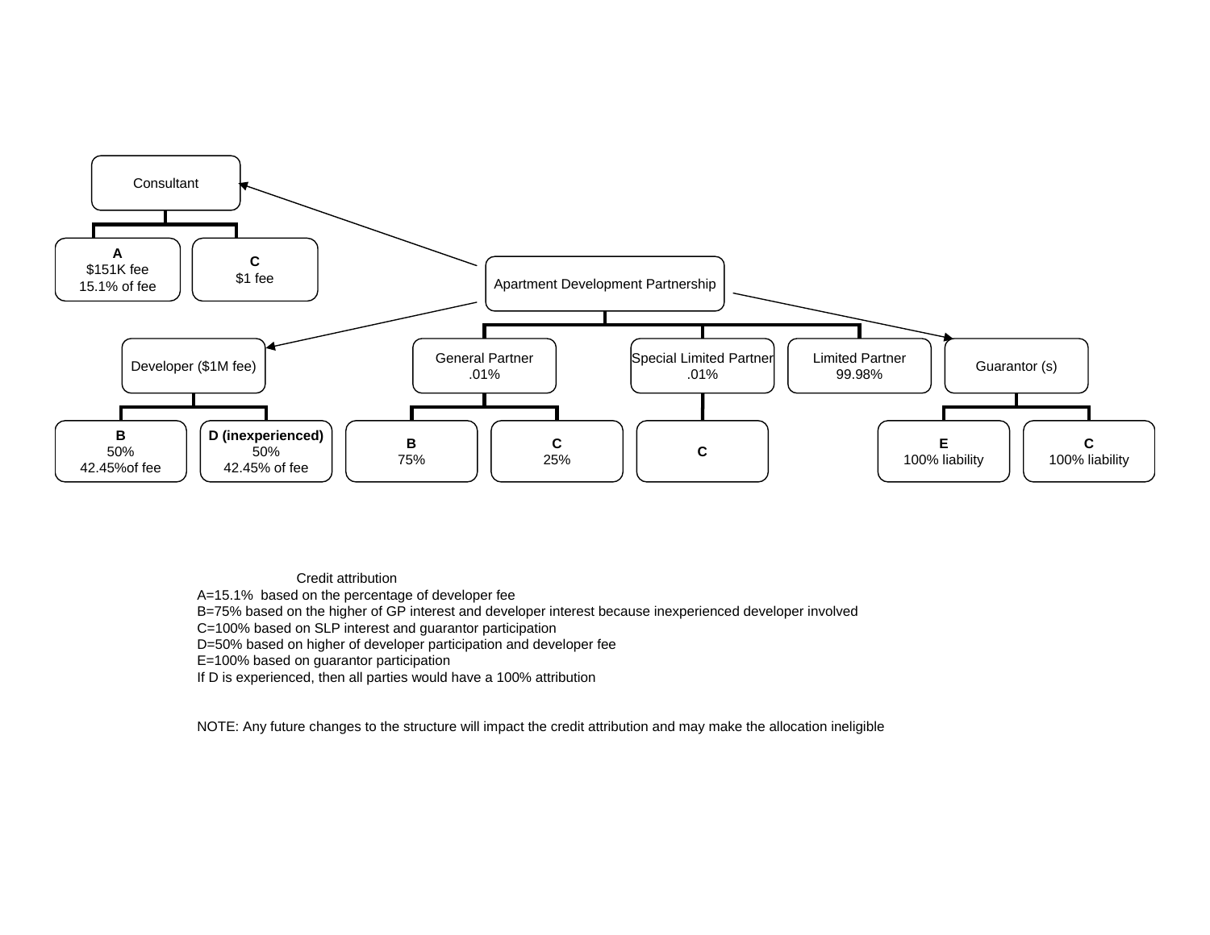Consultant

A
$151K fee
15.1% of fee

C
$1 fee

Apartment Development Partnership

Developer ($1M fee)

B
50%
42.45%of fee

D (inexperienced)
50%
42.45% of fee

General Partner
.01%

B
75%

C
25%

Special Limited Partner
.01%

C

Limited Partner
99.98%

Guarantor (s)

E
100% liability

C
100% liability

Credit attribution

A=15.1% based on the percentage of developer fee
B=75% based on the higher of GP interest and developer interest because inexperienced developer involved
C=100% based on SLP interest and guarantor participation
D=50% based on higher of developer participation and developer fee
E=100% based on guarantor participation
If D is experienced, then all parties would have a 100% attribution

NOTE: Any future changes to the structure will impact the credit attribution and may make the allocation ineligible